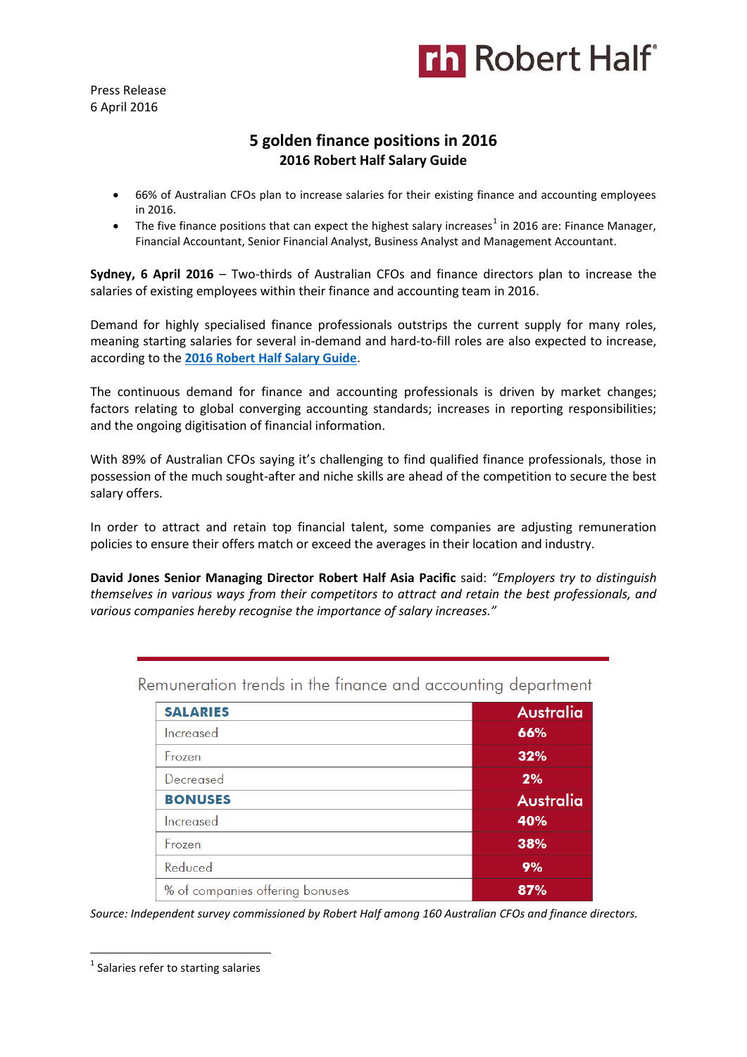Robert Half

Press Release
6 April 2016

# 5 golden finance positions in 2016

## 2016 Robert Half Salary Guide

- 66% of Australian CFOs plan to increase salaries for their existing finance and accounting employees in 2016.
- The five finance positions that can expect the highest salary increases[1] in 2016 are: Finance Manager, Financial Accountant, Senior Financial Analyst, Business Analyst and Management Accountant.

**Sydney, 6 April 2016** – Two-thirds of Australian CFOs and finance directors plan to increase the salaries of existing employees within their finance and accounting team in 2016.

Demand for highly specialised finance professionals outstrips the current supply for many roles, meaning starting salaries for several in-demand and hard-to-fill roles are also expected to increase, according to the **2016 Robert Half Salary Guide**.

The continuous demand for finance and accounting professionals is driven by market changes; factors relating to global converging accounting standards; increases in reporting responsibilities; and the ongoing digitisation of financial information.

With 89% of Australian CFOs saying it's challenging to find qualified finance professionals, those in possession of the much sought-after and niche skills are ahead of the competition to secure the best salary offers.

In order to attract and retain top financial talent, some companies are adjusting remuneration policies to ensure their offers match or exceed the averages in their location and industry.

**David Jones Senior Managing Director Robert Half Asia Pacific** said: *"Employers try to distinguish themselves in various ways from their competitors to attract and retain the best professionals, and various companies hereby recognise the importance of salary increases."*

Remuneration trends in the finance and accounting department

| **SALARIES** | **Australia** |
|---|---|
| Increased | 66% |
| Frozen | 32% |
| Decreased | 2% |
| **BONUSES** | **Australia** |
| Increased | 40% |
| Frozen | 38% |
| Reduced | 9% |
| % of companies offering bonuses | 87% |

*Source: Independent survey commissioned by Robert Half among 160 Australian CFOs and finance directors.*

[1] Salaries refer to starting salaries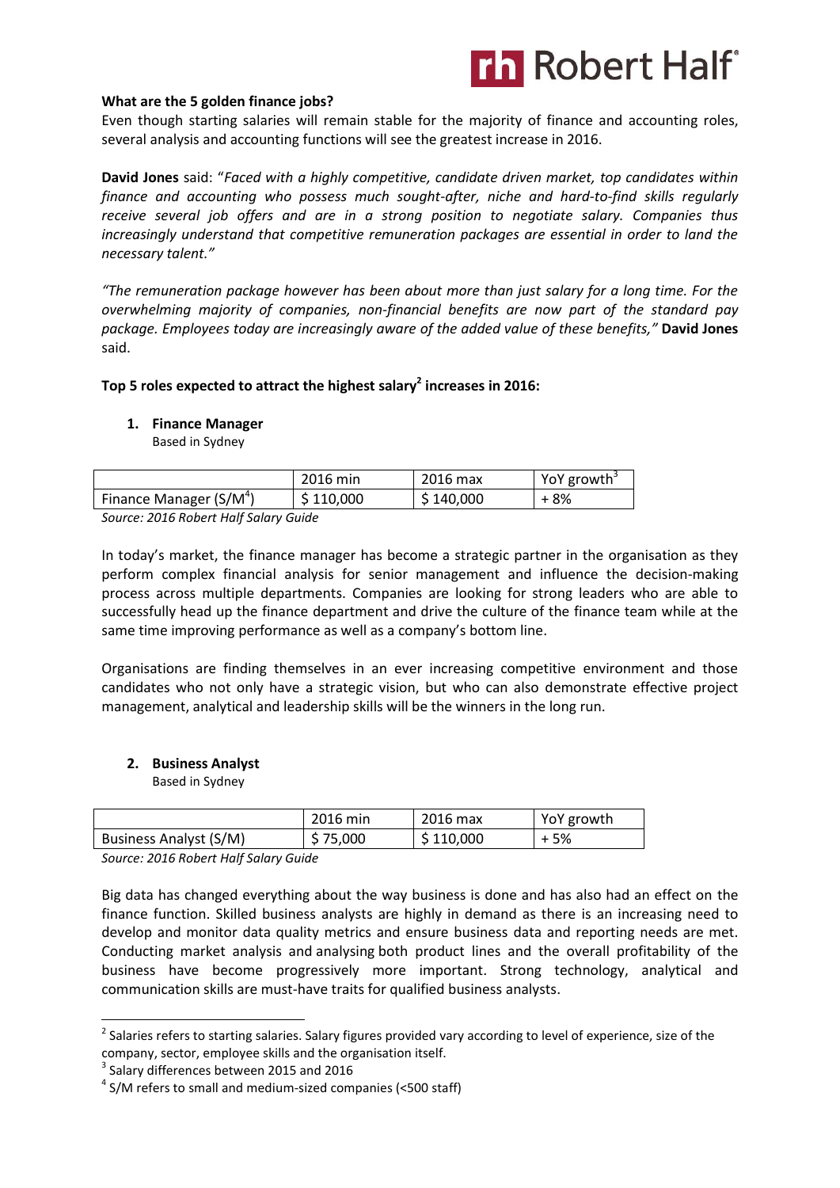**What are the 5 golden finance jobs?**

Even though starting salaries will remain stable for the majority of finance and accounting roles, several analysis and accounting functions will see the greatest increase in 2016.

**David Jones** said: "*Faced with a highly competitive, candidate driven market, top candidates within finance and accounting who possess much sought-after, niche and hard-to-find skills regularly receive several job offers and are in a strong position to negotiate salary. Companies thus increasingly understand that competitive remuneration packages are essential in order to land the necessary talent.*"

*"The remuneration package however has been about more than just salary for a long time. For the overwhelming majority of companies, non-financial benefits are now part of the standard pay package. Employees today are increasingly aware of the added value of these benefits,"* **David Jones** said.

**Top 5 roles expected to attract the highest salary[2] increases in 2016:**

1. **Finance Manager**
   Based in Sydney

| | 2016 min | 2016 max | YoY growth[3] |
|---|---|---|---|
| Finance Manager (S/M[4]) | $ 110,000 | $ 140,000 | + 8% |

*Source: 2016 Robert Half Salary Guide*

In today's market, the finance manager has become a strategic partner in the organisation as they perform complex financial analysis for senior management and influence the decision-making process across multiple departments. Companies are looking for strong leaders who are able to successfully head up the finance department and drive the culture of the finance team while at the same time improving performance as well as a company's bottom line.

Organisations are finding themselves in an ever increasing competitive environment and those candidates who not only have a strategic vision, but who can also demonstrate effective project management, analytical and leadership skills will be the winners in the long run.

2. **Business Analyst**
   Based in Sydney

| | 2016 min | 2016 max | YoY growth |
|---|---|---|---|
| Business Analyst (S/M) | $ 75,000 | $ 110,000 | + 5% |

*Source: 2016 Robert Half Salary Guide*

Big data has changed everything about the way business is done and has also had an effect on the finance function. Skilled business analysts are highly in demand as there is an increasing need to develop and monitor data quality metrics and ensure business data and reporting needs are met. Conducting market analysis and analysing both product lines and the overall profitability of the business have become progressively more important. Strong technology, analytical and communication skills are must-have traits for qualified business analysts.

---

[2] Salaries refers to starting salaries. Salary figures provided vary according to level of experience, size of the company, sector, employee skills and the organisation itself.

[3] Salary differences between 2015 and 2016

[4] S/M refers to small and medium-sized companies (<500 staff)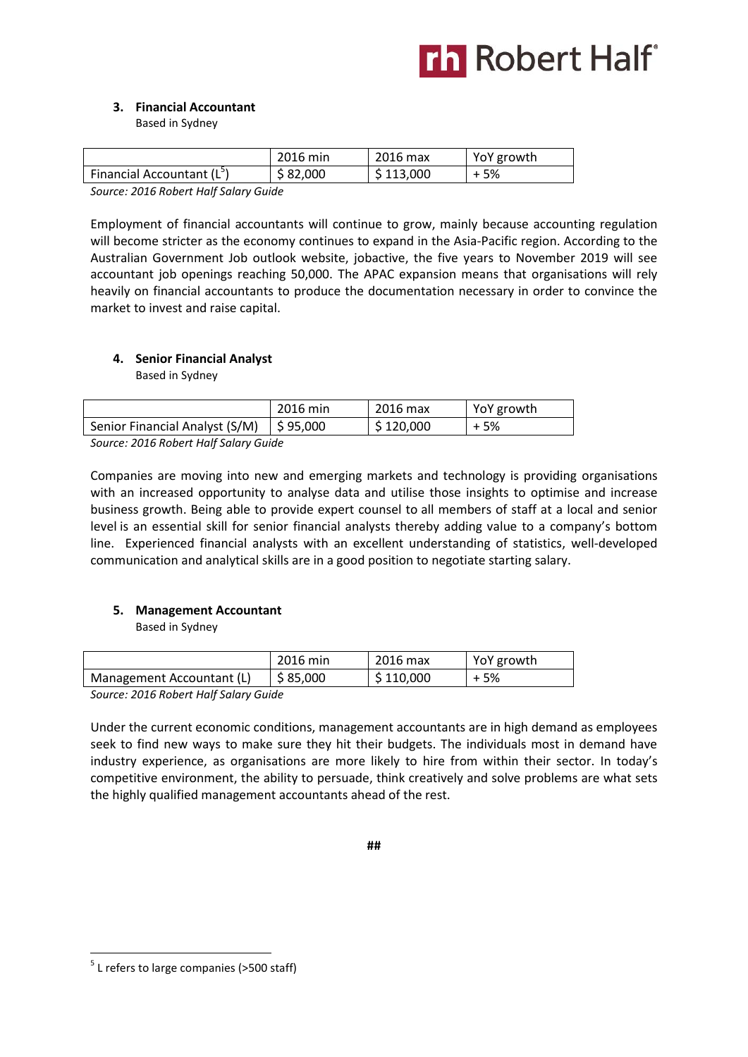### 3. Financial Accountant

Based in Sydney

| | 2016 min | 2016 max | YoY growth |
|---|---|---|---|
| Financial Accountant (L[5]) | $ 82,000 | $ 113,000 | + 5% |

*Source: 2016 Robert Half Salary Guide*

Employment of financial accountants will continue to grow, mainly because accounting regulation will become stricter as the economy continues to expand in the Asia-Pacific region. According to the Australian Government Job outlook website, jobactive, the five years to November 2019 will see accountant job openings reaching 50,000. The APAC expansion means that organisations will rely heavily on financial accountants to produce the documentation necessary in order to convince the market to invest and raise capital.

### 4. Senior Financial Analyst

Based in Sydney

| | 2016 min | 2016 max | YoY growth |
|---|---|---|---|
| Senior Financial Analyst (S/M) | $ 95,000 | $ 120,000 | + 5% |

*Source: 2016 Robert Half Salary Guide*

Companies are moving into new and emerging markets and technology is providing organisations with an increased opportunity to analyse data and utilise those insights to optimise and increase business growth. Being able to provide expert counsel to all members of staff at a local and senior level is an essential skill for senior financial analysts thereby adding value to a company's bottom line. Experienced financial analysts with an excellent understanding of statistics, well-developed communication and analytical skills are in a good position to negotiate starting salary.

### 5. Management Accountant

Based in Sydney

| | 2016 min | 2016 max | YoY growth |
|---|---|---|---|
| Management Accountant (L) | $ 85,000 | $ 110,000 | + 5% |

*Source: 2016 Robert Half Salary Guide*

Under the current economic conditions, management accountants are in high demand as employees seek to find new ways to make sure they hit their budgets. The individuals most in demand have industry experience, as organisations are more likely to hire from within their sector. In today's competitive environment, the ability to persuade, think creatively and solve problems are what sets the highly qualified management accountants ahead of the rest.

##

[5] L refers to large companies (>500 staff)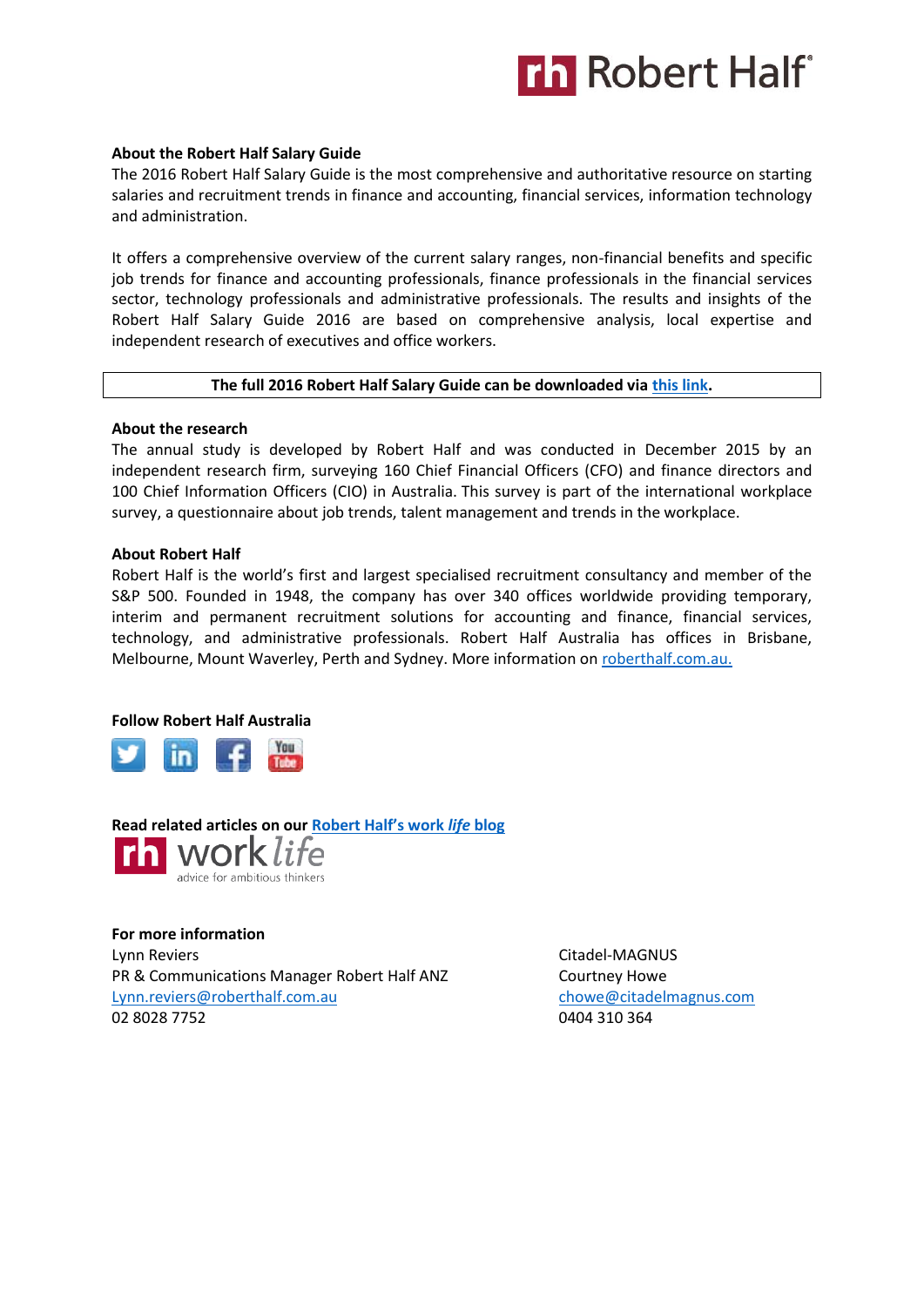**About the Robert Half Salary Guide**

The 2016 Robert Half Salary Guide is the most comprehensive and authoritative resource on starting salaries and recruitment trends in finance and accounting, financial services, information technology and administration.

It offers a comprehensive overview of the current salary ranges, non-financial benefits and specific job trends for finance and accounting professionals, finance professionals in the financial services sector, technology professionals and administrative professionals. The results and insights of the Robert Half Salary Guide 2016 are based on comprehensive analysis, local expertise and independent research of executives and office workers.

**The full 2016 Robert Half Salary Guide can be downloaded via this link.**

**About the research**

The annual study is developed by Robert Half and was conducted in December 2015 by an independent research firm, surveying 160 Chief Financial Officers (CFO) and finance directors and 100 Chief Information Officers (CIO) in Australia. This survey is part of the international workplace survey, a questionnaire about job trends, talent management and trends in the workplace.

**About Robert Half**

Robert Half is the world's first and largest specialised recruitment consultancy and member of the S&P 500. Founded in 1948, the company has over 340 offices worldwide providing temporary, interim and permanent recruitment solutions for accounting and finance, financial services, technology, and administrative professionals. Robert Half Australia has offices in Brisbane, Melbourne, Mount Waverley, Perth and Sydney. More information on roberthalf.com.au.

**Follow Robert Half Australia**

**Read related articles on our Robert Half's work *life* blog**

**For more information**

Lynn Reviers
PR & Communications Manager Robert Half ANZ
Lynn.reviers@roberthalf.com.au
02 8028 7752

Citadel-MAGNUS
Courtney Howe
chowe@citadelmagnus.com
0404 310 364